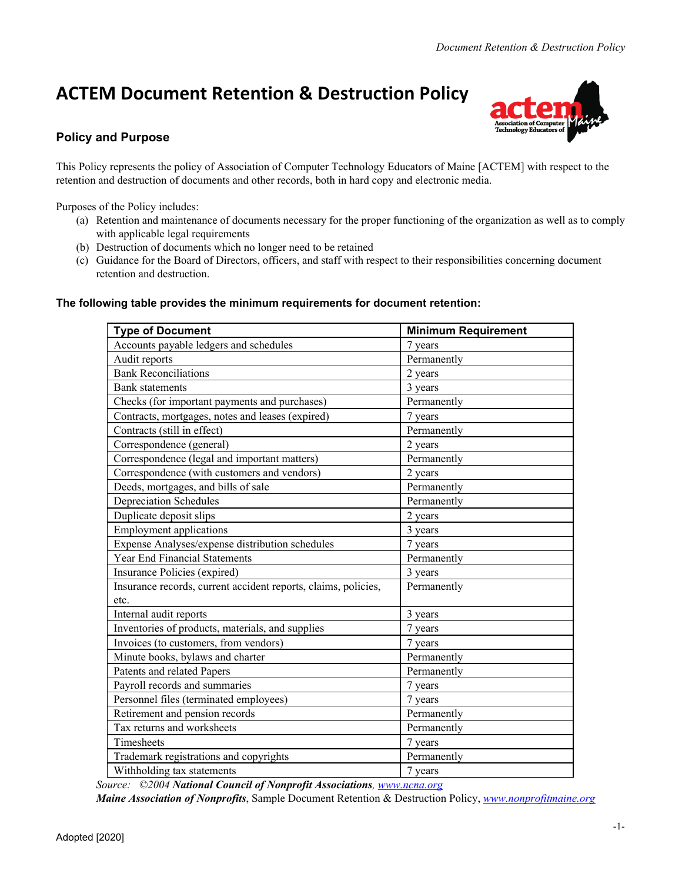# ACTEM Document Retention & Destruction Policy

## Policy and Purpose

This Policy represents the policy of Association of Computer Technology Educators of Maine [ACTEM] with respect to the retention and destruction of documents and other records, both in hard copy and electronic media.

Purposes of the Policy includes:

(a) Retention and maintenance of documents necessary for the proper functioning of the organization as well as to comply with applicable legal requirements
(b) Destruction of documents which no longer need to be retained
(c) Guidance for the Board of Directors, officers, and staff with respect to their responsibilities concerning document retention and destruction.

**The following table provides the minimum requirements for document retention:**

| Type of Document | Minimum Requirement |
|---|---|
| Accounts payable ledgers and schedules | 7 years |
| Audit reports | Permanently |
| Bank Reconciliations | 2 years |
| Bank statements | 3 years |
| Checks (for important payments and purchases) | Permanently |
| Contracts, mortgages, notes and leases (expired) | 7 years |
| Contracts (still in effect) | Permanently |
| Correspondence (general) | 2 years |
| Correspondence (legal and important matters) | Permanently |
| Correspondence (with customers and vendors) | 2 years |
| Deeds, mortgages, and bills of sale | Permanently |
| Depreciation Schedules | Permanently |
| Duplicate deposit slips | 2 years |
| Employment applications | 3 years |
| Expense Analyses/expense distribution schedules | 7 years |
| Year End Financial Statements | Permanently |
| Insurance Policies (expired) | 3 years |
| Insurance records, current accident reports, claims, policies, etc. | Permanently |
| Internal audit reports | 3 years |
| Inventories of products, materials, and supplies | 7 years |
| Invoices (to customers, from vendors) | 7 years |
| Minute books, bylaws and charter | Permanently |
| Patents and related Papers | Permanently |
| Payroll records and summaries | 7 years |
| Personnel files (terminated employees) | 7 years |
| Retirement and pension records | Permanently |
| Tax returns and worksheets | Permanently |
| Timesheets | 7 years |
| Trademark registrations and copyrights | Permanently |
| Withholding tax statements | 7 years |

*Source: ©2004* ***National Council of Nonprofit Associations****, www.ncna.org*
***Maine Association of Nonprofits****, Sample Document Retention & Destruction Policy, www.nonprofitmaine.org*

Adopted [2020]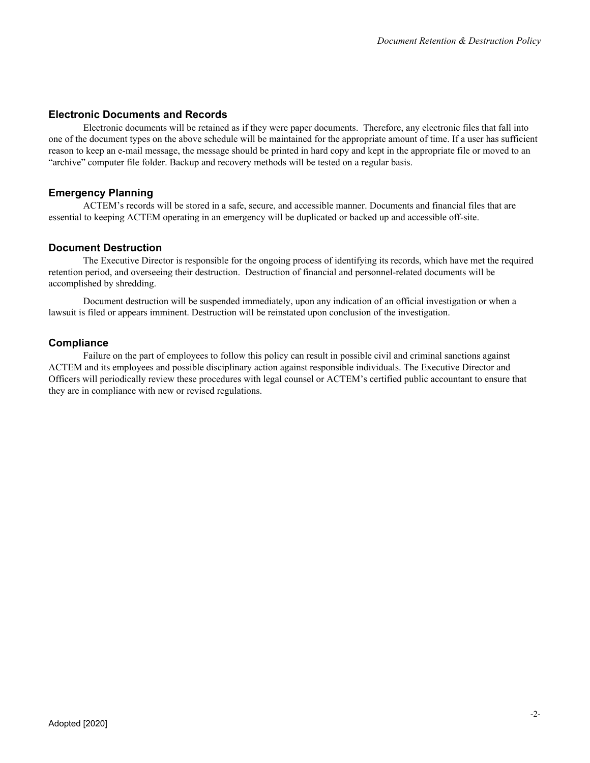## Electronic Documents and Records

Electronic documents will be retained as if they were paper documents. Therefore, any electronic files that fall into one of the document types on the above schedule will be maintained for the appropriate amount of time. If a user has sufficient reason to keep an e-mail message, the message should be printed in hard copy and kept in the appropriate file or moved to an "archive" computer file folder. Backup and recovery methods will be tested on a regular basis.

## Emergency Planning

ACTEM's records will be stored in a safe, secure, and accessible manner. Documents and financial files that are essential to keeping ACTEM operating in an emergency will be duplicated or backed up and accessible off-site.

## Document Destruction

The Executive Director is responsible for the ongoing process of identifying its records, which have met the required retention period, and overseeing their destruction. Destruction of financial and personnel-related documents will be accomplished by shredding.

Document destruction will be suspended immediately, upon any indication of an official investigation or when a lawsuit is filed or appears imminent. Destruction will be reinstated upon conclusion of the investigation.

## Compliance

Failure on the part of employees to follow this policy can result in possible civil and criminal sanctions against ACTEM and its employees and possible disciplinary action against responsible individuals. The Executive Director and Officers will periodically review these procedures with legal counsel or ACTEM's certified public accountant to ensure that they are in compliance with new or revised regulations.

Adopted [2020]